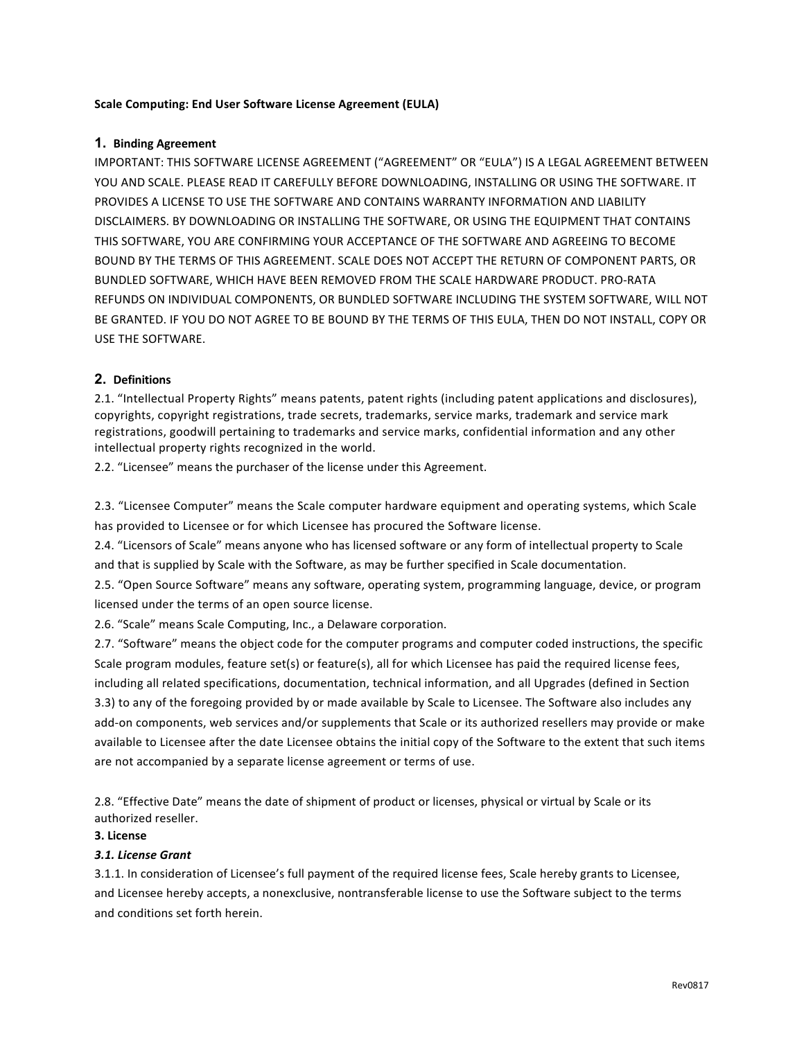**Scale Computing: End User Software License Agreement (EULA)**

## 1. Binding Agreement

IMPORTANT: THIS SOFTWARE LICENSE AGREEMENT ("AGREEMENT" OR "EULA") IS A LEGAL AGREEMENT BETWEEN YOU AND SCALE. PLEASE READ IT CAREFULLY BEFORE DOWNLOADING, INSTALLING OR USING THE SOFTWARE. IT PROVIDES A LICENSE TO USE THE SOFTWARE AND CONTAINS WARRANTY INFORMATION AND LIABILITY DISCLAIMERS. BY DOWNLOADING OR INSTALLING THE SOFTWARE, OR USING THE EQUIPMENT THAT CONTAINS THIS SOFTWARE, YOU ARE CONFIRMING YOUR ACCEPTANCE OF THE SOFTWARE AND AGREEING TO BECOME BOUND BY THE TERMS OF THIS AGREEMENT. SCALE DOES NOT ACCEPT THE RETURN OF COMPONENT PARTS, OR BUNDLED SOFTWARE, WHICH HAVE BEEN REMOVED FROM THE SCALE HARDWARE PRODUCT. PRO-RATA REFUNDS ON INDIVIDUAL COMPONENTS, OR BUNDLED SOFTWARE INCLUDING THE SYSTEM SOFTWARE, WILL NOT BE GRANTED. IF YOU DO NOT AGREE TO BE BOUND BY THE TERMS OF THIS EULA, THEN DO NOT INSTALL, COPY OR USE THE SOFTWARE.

## 2. Definitions

2.1. "Intellectual Property Rights" means patents, patent rights (including patent applications and disclosures), copyrights, copyright registrations, trade secrets, trademarks, service marks, trademark and service mark registrations, goodwill pertaining to trademarks and service marks, confidential information and any other intellectual property rights recognized in the world.

2.2. "Licensee" means the purchaser of the license under this Agreement.

2.3. "Licensee Computer" means the Scale computer hardware equipment and operating systems, which Scale has provided to Licensee or for which Licensee has procured the Software license.

2.4. "Licensors of Scale" means anyone who has licensed software or any form of intellectual property to Scale and that is supplied by Scale with the Software, as may be further specified in Scale documentation.

2.5. "Open Source Software" means any software, operating system, programming language, device, or program licensed under the terms of an open source license.

2.6. "Scale" means Scale Computing, Inc., a Delaware corporation.

2.7. "Software" means the object code for the computer programs and computer coded instructions, the specific Scale program modules, feature set(s) or feature(s), all for which Licensee has paid the required license fees, including all related specifications, documentation, technical information, and all Upgrades (defined in Section 3.3) to any of the foregoing provided by or made available by Scale to Licensee. The Software also includes any add-on components, web services and/or supplements that Scale or its authorized resellers may provide or make available to Licensee after the date Licensee obtains the initial copy of the Software to the extent that such items are not accompanied by a separate license agreement or terms of use.

2.8. "Effective Date" means the date of shipment of product or licenses, physical or virtual by Scale or its authorized reseller.

## 3. License

### *3.1. License Grant*

3.1.1. In consideration of Licensee's full payment of the required license fees, Scale hereby grants to Licensee, and Licensee hereby accepts, a nonexclusive, nontransferable license to use the Software subject to the terms and conditions set forth herein.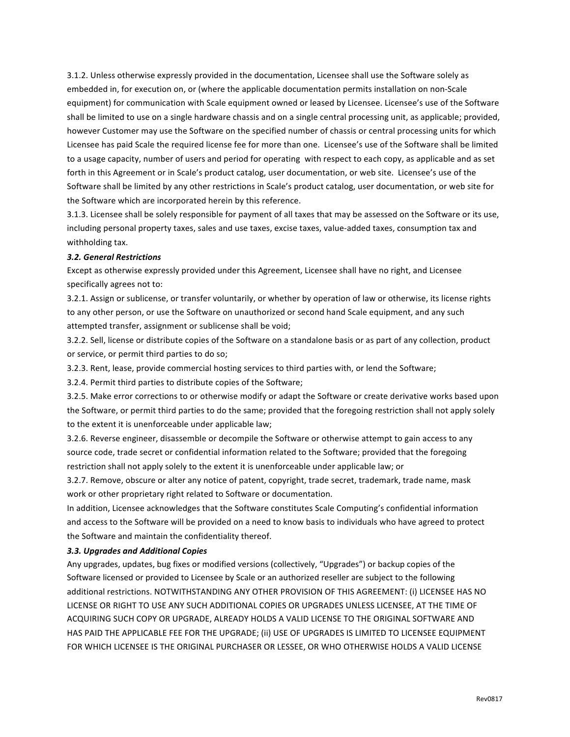3.1.2. Unless otherwise expressly provided in the documentation, Licensee shall use the Software solely as embedded in, for execution on, or (where the applicable documentation permits installation on non-Scale equipment) for communication with Scale equipment owned or leased by Licensee. Licensee's use of the Software shall be limited to use on a single hardware chassis and on a single central processing unit, as applicable; provided, however Customer may use the Software on the specified number of chassis or central processing units for which Licensee has paid Scale the required license fee for more than one. Licensee's use of the Software shall be limited to a usage capacity, number of users and period for operating with respect to each copy, as applicable and as set forth in this Agreement or in Scale's product catalog, user documentation, or web site. Licensee's use of the Software shall be limited by any other restrictions in Scale's product catalog, user documentation, or web site for the Software which are incorporated herein by this reference.

3.1.3. Licensee shall be solely responsible for payment of all taxes that may be assessed on the Software or its use, including personal property taxes, sales and use taxes, excise taxes, value-added taxes, consumption tax and withholding tax.

***3.2. General Restrictions***

Except as otherwise expressly provided under this Agreement, Licensee shall have no right, and Licensee specifically agrees not to:

3.2.1. Assign or sublicense, or transfer voluntarily, or whether by operation of law or otherwise, its license rights to any other person, or use the Software on unauthorized or second hand Scale equipment, and any such attempted transfer, assignment or sublicense shall be void;

3.2.2. Sell, license or distribute copies of the Software on a standalone basis or as part of any collection, product or service, or permit third parties to do so;

3.2.3. Rent, lease, provide commercial hosting services to third parties with, or lend the Software;

3.2.4. Permit third parties to distribute copies of the Software;

3.2.5. Make error corrections to or otherwise modify or adapt the Software or create derivative works based upon the Software, or permit third parties to do the same; provided that the foregoing restriction shall not apply solely to the extent it is unenforceable under applicable law;

3.2.6. Reverse engineer, disassemble or decompile the Software or otherwise attempt to gain access to any source code, trade secret or confidential information related to the Software; provided that the foregoing restriction shall not apply solely to the extent it is unenforceable under applicable law; or

3.2.7. Remove, obscure or alter any notice of patent, copyright, trade secret, trademark, trade name, mask work or other proprietary right related to Software or documentation.

In addition, Licensee acknowledges that the Software constitutes Scale Computing's confidential information and access to the Software will be provided on a need to know basis to individuals who have agreed to protect the Software and maintain the confidentiality thereof.

***3.3. Upgrades and Additional Copies***

Any upgrades, updates, bug fixes or modified versions (collectively, "Upgrades") or backup copies of the Software licensed or provided to Licensee by Scale or an authorized reseller are subject to the following additional restrictions. NOTWITHSTANDING ANY OTHER PROVISION OF THIS AGREEMENT: (i) LICENSEE HAS NO LICENSE OR RIGHT TO USE ANY SUCH ADDITIONAL COPIES OR UPGRADES UNLESS LICENSEE, AT THE TIME OF ACQUIRING SUCH COPY OR UPGRADE, ALREADY HOLDS A VALID LICENSE TO THE ORIGINAL SOFTWARE AND HAS PAID THE APPLICABLE FEE FOR THE UPGRADE; (ii) USE OF UPGRADES IS LIMITED TO LICENSEE EQUIPMENT FOR WHICH LICENSEE IS THE ORIGINAL PURCHASER OR LESSEE, OR WHO OTHERWISE HOLDS A VALID LICENSE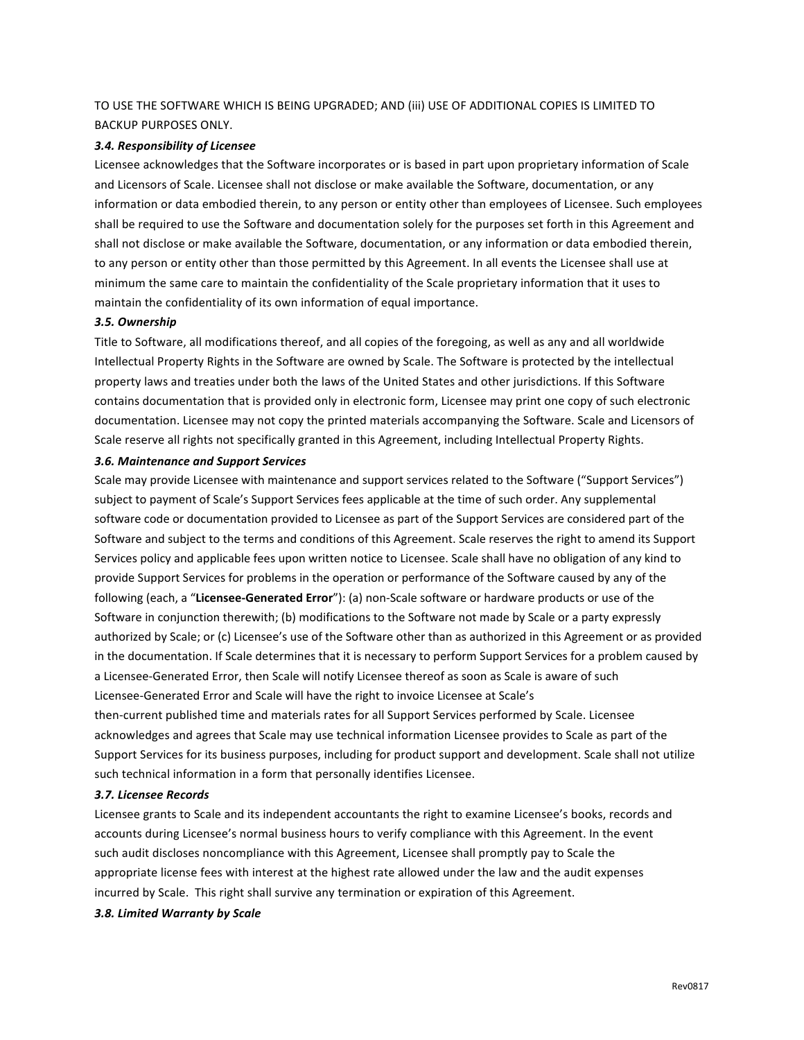TO USE THE SOFTWARE WHICH IS BEING UPGRADED; AND (iii) USE OF ADDITIONAL COPIES IS LIMITED TO BACKUP PURPOSES ONLY.

***3.4. Responsibility of Licensee***

Licensee acknowledges that the Software incorporates or is based in part upon proprietary information of Scale and Licensors of Scale. Licensee shall not disclose or make available the Software, documentation, or any information or data embodied therein, to any person or entity other than employees of Licensee. Such employees shall be required to use the Software and documentation solely for the purposes set forth in this Agreement and shall not disclose or make available the Software, documentation, or any information or data embodied therein, to any person or entity other than those permitted by this Agreement. In all events the Licensee shall use at minimum the same care to maintain the confidentiality of the Scale proprietary information that it uses to maintain the confidentiality of its own information of equal importance.

***3.5. Ownership***

Title to Software, all modifications thereof, and all copies of the foregoing, as well as any and all worldwide Intellectual Property Rights in the Software are owned by Scale. The Software is protected by the intellectual property laws and treaties under both the laws of the United States and other jurisdictions. If this Software contains documentation that is provided only in electronic form, Licensee may print one copy of such electronic documentation. Licensee may not copy the printed materials accompanying the Software. Scale and Licensors of Scale reserve all rights not specifically granted in this Agreement, including Intellectual Property Rights.

***3.6. Maintenance and Support Services***

Scale may provide Licensee with maintenance and support services related to the Software ("Support Services") subject to payment of Scale's Support Services fees applicable at the time of such order. Any supplemental software code or documentation provided to Licensee as part of the Support Services are considered part of the Software and subject to the terms and conditions of this Agreement. Scale reserves the right to amend its Support Services policy and applicable fees upon written notice to Licensee. Scale shall have no obligation of any kind to provide Support Services for problems in the operation or performance of the Software caused by any of the following (each, a "**Licensee-Generated Error**"): (a) non-Scale software or hardware products or use of the Software in conjunction therewith; (b) modifications to the Software not made by Scale or a party expressly authorized by Scale; or (c) Licensee's use of the Software other than as authorized in this Agreement or as provided in the documentation. If Scale determines that it is necessary to perform Support Services for a problem caused by a Licensee-Generated Error, then Scale will notify Licensee thereof as soon as Scale is aware of such Licensee-Generated Error and Scale will have the right to invoice Licensee at Scale's then-current published time and materials rates for all Support Services performed by Scale. Licensee acknowledges and agrees that Scale may use technical information Licensee provides to Scale as part of the Support Services for its business purposes, including for product support and development. Scale shall not utilize such technical information in a form that personally identifies Licensee.

***3.7. Licensee Records***

Licensee grants to Scale and its independent accountants the right to examine Licensee's books, records and accounts during Licensee's normal business hours to verify compliance with this Agreement. In the event such audit discloses noncompliance with this Agreement, Licensee shall promptly pay to Scale the appropriate license fees with interest at the highest rate allowed under the law and the audit expenses incurred by Scale. This right shall survive any termination or expiration of this Agreement.

***3.8. Limited Warranty by Scale***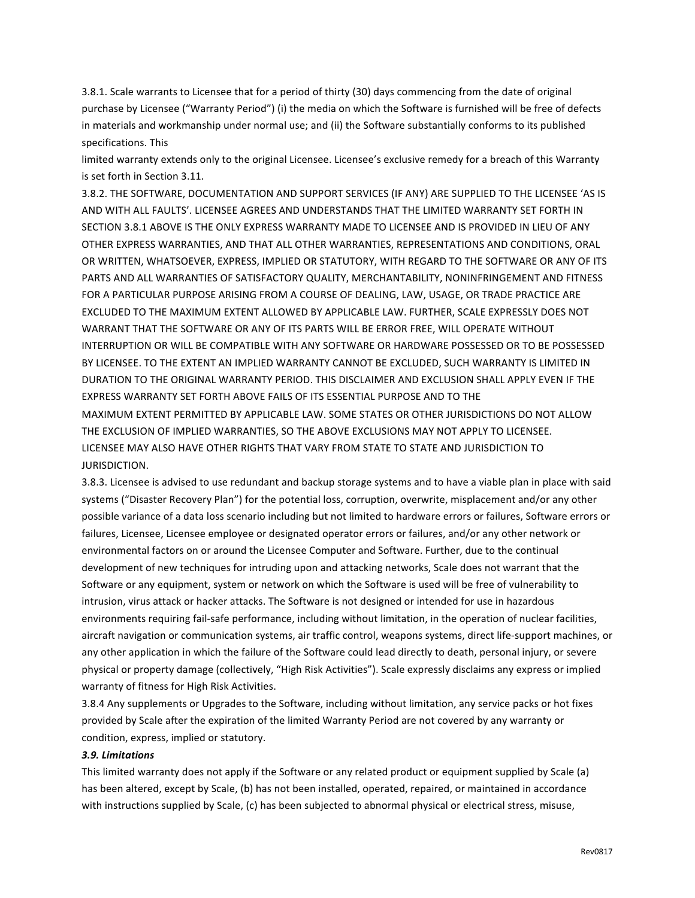3.8.1. Scale warrants to Licensee that for a period of thirty (30) days commencing from the date of original purchase by Licensee ("Warranty Period") (i) the media on which the Software is furnished will be free of defects in materials and workmanship under normal use; and (ii) the Software substantially conforms to its published specifications. This limited warranty extends only to the original Licensee. Licensee's exclusive remedy for a breach of this Warranty is set forth in Section 3.11.

3.8.2. THE SOFTWARE, DOCUMENTATION AND SUPPORT SERVICES (IF ANY) ARE SUPPLIED TO THE LICENSEE 'AS IS AND WITH ALL FAULTS'. LICENSEE AGREES AND UNDERSTANDS THAT THE LIMITED WARRANTY SET FORTH IN SECTION 3.8.1 ABOVE IS THE ONLY EXPRESS WARRANTY MADE TO LICENSEE AND IS PROVIDED IN LIEU OF ANY OTHER EXPRESS WARRANTIES, AND THAT ALL OTHER WARRANTIES, REPRESENTATIONS AND CONDITIONS, ORAL OR WRITTEN, WHATSOEVER, EXPRESS, IMPLIED OR STATUTORY, WITH REGARD TO THE SOFTWARE OR ANY OF ITS PARTS AND ALL WARRANTIES OF SATISFACTORY QUALITY, MERCHANTABILITY, NONINFRINGEMENT AND FITNESS FOR A PARTICULAR PURPOSE ARISING FROM A COURSE OF DEALING, LAW, USAGE, OR TRADE PRACTICE ARE EXCLUDED TO THE MAXIMUM EXTENT ALLOWED BY APPLICABLE LAW. FURTHER, SCALE EXPRESSLY DOES NOT WARRANT THAT THE SOFTWARE OR ANY OF ITS PARTS WILL BE ERROR FREE, WILL OPERATE WITHOUT INTERRUPTION OR WILL BE COMPATIBLE WITH ANY SOFTWARE OR HARDWARE POSSESSED OR TO BE POSSESSED BY LICENSEE. TO THE EXTENT AN IMPLIED WARRANTY CANNOT BE EXCLUDED, SUCH WARRANTY IS LIMITED IN DURATION TO THE ORIGINAL WARRANTY PERIOD. THIS DISCLAIMER AND EXCLUSION SHALL APPLY EVEN IF THE EXPRESS WARRANTY SET FORTH ABOVE FAILS OF ITS ESSENTIAL PURPOSE AND TO THE MAXIMUM EXTENT PERMITTED BY APPLICABLE LAW. SOME STATES OR OTHER JURISDICTIONS DO NOT ALLOW THE EXCLUSION OF IMPLIED WARRANTIES, SO THE ABOVE EXCLUSIONS MAY NOT APPLY TO LICENSEE. LICENSEE MAY ALSO HAVE OTHER RIGHTS THAT VARY FROM STATE TO STATE AND JURISDICTION TO JURISDICTION.

3.8.3. Licensee is advised to use redundant and backup storage systems and to have a viable plan in place with said systems ("Disaster Recovery Plan") for the potential loss, corruption, overwrite, misplacement and/or any other possible variance of a data loss scenario including but not limited to hardware errors or failures, Software errors or failures, Licensee, Licensee employee or designated operator errors or failures, and/or any other network or environmental factors on or around the Licensee Computer and Software. Further, due to the continual development of new techniques for intruding upon and attacking networks, Scale does not warrant that the Software or any equipment, system or network on which the Software is used will be free of vulnerability to intrusion, virus attack or hacker attacks. The Software is not designed or intended for use in hazardous environments requiring fail-safe performance, including without limitation, in the operation of nuclear facilities, aircraft navigation or communication systems, air traffic control, weapons systems, direct life-support machines, or any other application in which the failure of the Software could lead directly to death, personal injury, or severe physical or property damage (collectively, "High Risk Activities"). Scale expressly disclaims any express or implied warranty of fitness for High Risk Activities.

3.8.4 Any supplements or Upgrades to the Software, including without limitation, any service packs or hot fixes provided by Scale after the expiration of the limited Warranty Period are not covered by any warranty or condition, express, implied or statutory.

***3.9. Limitations***

This limited warranty does not apply if the Software or any related product or equipment supplied by Scale (a) has been altered, except by Scale, (b) has not been installed, operated, repaired, or maintained in accordance with instructions supplied by Scale, (c) has been subjected to abnormal physical or electrical stress, misuse,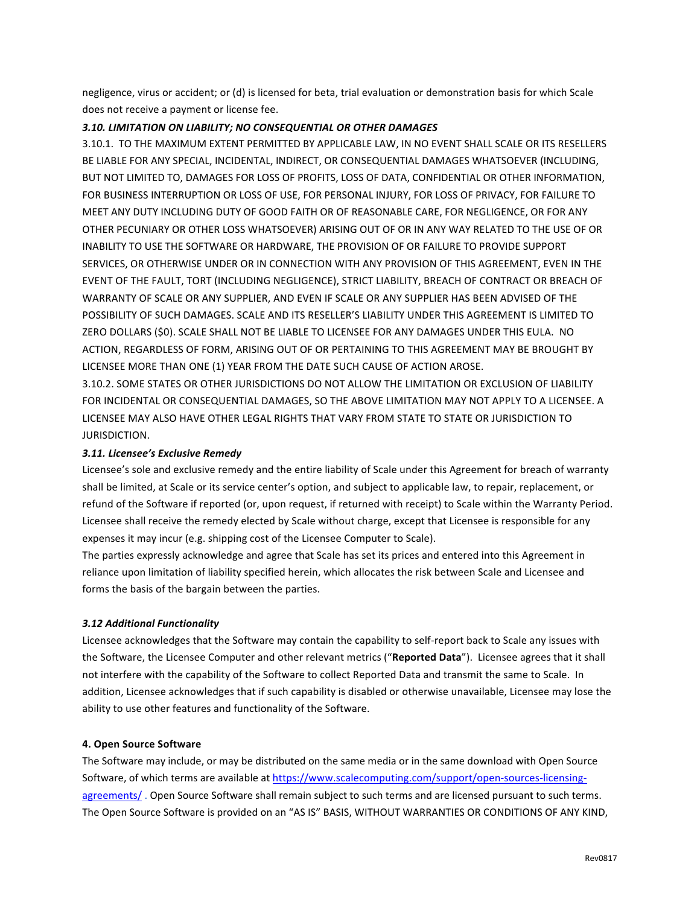negligence, virus or accident; or (d) is licensed for beta, trial evaluation or demonstration basis for which Scale does not receive a payment or license fee.

***3.10. LIMITATION ON LIABILITY; NO CONSEQUENTIAL OR OTHER DAMAGES***

3.10.1. TO THE MAXIMUM EXTENT PERMITTED BY APPLICABLE LAW, IN NO EVENT SHALL SCALE OR ITS RESELLERS BE LIABLE FOR ANY SPECIAL, INCIDENTAL, INDIRECT, OR CONSEQUENTIAL DAMAGES WHATSOEVER (INCLUDING, BUT NOT LIMITED TO, DAMAGES FOR LOSS OF PROFITS, LOSS OF DATA, CONFIDENTIAL OR OTHER INFORMATION, FOR BUSINESS INTERRUPTION OR LOSS OF USE, FOR PERSONAL INJURY, FOR LOSS OF PRIVACY, FOR FAILURE TO MEET ANY DUTY INCLUDING DUTY OF GOOD FAITH OR OF REASONABLE CARE, FOR NEGLIGENCE, OR FOR ANY OTHER PECUNIARY OR OTHER LOSS WHATSOEVER) ARISING OUT OF OR IN ANY WAY RELATED TO THE USE OF OR INABILITY TO USE THE SOFTWARE OR HARDWARE, THE PROVISION OF OR FAILURE TO PROVIDE SUPPORT SERVICES, OR OTHERWISE UNDER OR IN CONNECTION WITH ANY PROVISION OF THIS AGREEMENT, EVEN IN THE EVENT OF THE FAULT, TORT (INCLUDING NEGLIGENCE), STRICT LIABILITY, BREACH OF CONTRACT OR BREACH OF WARRANTY OF SCALE OR ANY SUPPLIER, AND EVEN IF SCALE OR ANY SUPPLIER HAS BEEN ADVISED OF THE POSSIBILITY OF SUCH DAMAGES. SCALE AND ITS RESELLER'S LIABILITY UNDER THIS AGREEMENT IS LIMITED TO ZERO DOLLARS ($0). SCALE SHALL NOT BE LIABLE TO LICENSEE FOR ANY DAMAGES UNDER THIS EULA. NO ACTION, REGARDLESS OF FORM, ARISING OUT OF OR PERTAINING TO THIS AGREEMENT MAY BE BROUGHT BY LICENSEE MORE THAN ONE (1) YEAR FROM THE DATE SUCH CAUSE OF ACTION AROSE.

3.10.2. SOME STATES OR OTHER JURISDICTIONS DO NOT ALLOW THE LIMITATION OR EXCLUSION OF LIABILITY FOR INCIDENTAL OR CONSEQUENTIAL DAMAGES, SO THE ABOVE LIMITATION MAY NOT APPLY TO A LICENSEE. A LICENSEE MAY ALSO HAVE OTHER LEGAL RIGHTS THAT VARY FROM STATE TO STATE OR JURISDICTION TO JURISDICTION.

***3.11. Licensee's Exclusive Remedy***

Licensee's sole and exclusive remedy and the entire liability of Scale under this Agreement for breach of warranty shall be limited, at Scale or its service center's option, and subject to applicable law, to repair, replacement, or refund of the Software if reported (or, upon request, if returned with receipt) to Scale within the Warranty Period. Licensee shall receive the remedy elected by Scale without charge, except that Licensee is responsible for any expenses it may incur (e.g. shipping cost of the Licensee Computer to Scale).

The parties expressly acknowledge and agree that Scale has set its prices and entered into this Agreement in reliance upon limitation of liability specified herein, which allocates the risk between Scale and Licensee and forms the basis of the bargain between the parties.

***3.12 Additional Functionality***

Licensee acknowledges that the Software may contain the capability to self-report back to Scale any issues with the Software, the Licensee Computer and other relevant metrics ("**Reported Data**"). Licensee agrees that it shall not interfere with the capability of the Software to collect Reported Data and transmit the same to Scale. In addition, Licensee acknowledges that if such capability is disabled or otherwise unavailable, Licensee may lose the ability to use other features and functionality of the Software.

**4. Open Source Software**

The Software may include, or may be distributed on the same media or in the same download with Open Source Software, of which terms are available at https://www.scalecomputing.com/support/open-sources-licensing-agreements/ . Open Source Software shall remain subject to such terms and are licensed pursuant to such terms. The Open Source Software is provided on an "AS IS" BASIS, WITHOUT WARRANTIES OR CONDITIONS OF ANY KIND,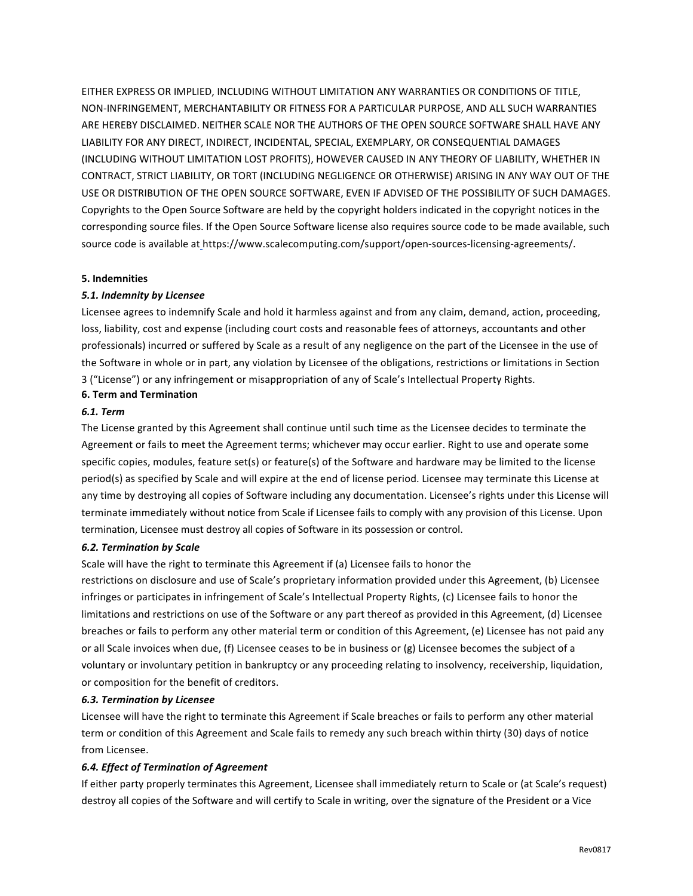EITHER EXPRESS OR IMPLIED, INCLUDING WITHOUT LIMITATION ANY WARRANTIES OR CONDITIONS OF TITLE, NON-INFRINGEMENT, MERCHANTABILITY OR FITNESS FOR A PARTICULAR PURPOSE, AND ALL SUCH WARRANTIES ARE HEREBY DISCLAIMED. NEITHER SCALE NOR THE AUTHORS OF THE OPEN SOURCE SOFTWARE SHALL HAVE ANY LIABILITY FOR ANY DIRECT, INDIRECT, INCIDENTAL, SPECIAL, EXEMPLARY, OR CONSEQUENTIAL DAMAGES (INCLUDING WITHOUT LIMITATION LOST PROFITS), HOWEVER CAUSED IN ANY THEORY OF LIABILITY, WHETHER IN CONTRACT, STRICT LIABILITY, OR TORT (INCLUDING NEGLIGENCE OR OTHERWISE) ARISING IN ANY WAY OUT OF THE USE OR DISTRIBUTION OF THE OPEN SOURCE SOFTWARE, EVEN IF ADVISED OF THE POSSIBILITY OF SUCH DAMAGES. Copyrights to the Open Source Software are held by the copyright holders indicated in the copyright notices in the corresponding source files. If the Open Source Software license also requires source code to be made available, such source code is available at https://www.scalecomputing.com/support/open-sources-licensing-agreements/.

**5. Indemnities**

***5.1. Indemnity by Licensee***

Licensee agrees to indemnify Scale and hold it harmless against and from any claim, demand, action, proceeding, loss, liability, cost and expense (including court costs and reasonable fees of attorneys, accountants and other professionals) incurred or suffered by Scale as a result of any negligence on the part of the Licensee in the use of the Software in whole or in part, any violation by Licensee of the obligations, restrictions or limitations in Section 3 ("License") or any infringement or misappropriation of any of Scale's Intellectual Property Rights.

**6. Term and Termination**

***6.1. Term***

The License granted by this Agreement shall continue until such time as the Licensee decides to terminate the Agreement or fails to meet the Agreement terms; whichever may occur earlier. Right to use and operate some specific copies, modules, feature set(s) or feature(s) of the Software and hardware may be limited to the license period(s) as specified by Scale and will expire at the end of license period. Licensee may terminate this License at any time by destroying all copies of Software including any documentation. Licensee's rights under this License will terminate immediately without notice from Scale if Licensee fails to comply with any provision of this License. Upon termination, Licensee must destroy all copies of Software in its possession or control.

***6.2. Termination by Scale***

Scale will have the right to terminate this Agreement if (a) Licensee fails to honor the restrictions on disclosure and use of Scale's proprietary information provided under this Agreement, (b) Licensee infringes or participates in infringement of Scale's Intellectual Property Rights, (c) Licensee fails to honor the limitations and restrictions on use of the Software or any part thereof as provided in this Agreement, (d) Licensee breaches or fails to perform any other material term or condition of this Agreement, (e) Licensee has not paid any or all Scale invoices when due, (f) Licensee ceases to be in business or (g) Licensee becomes the subject of a voluntary or involuntary petition in bankruptcy or any proceeding relating to insolvency, receivership, liquidation, or composition for the benefit of creditors.

***6.3. Termination by Licensee***

Licensee will have the right to terminate this Agreement if Scale breaches or fails to perform any other material term or condition of this Agreement and Scale fails to remedy any such breach within thirty (30) days of notice from Licensee.

***6.4. Effect of Termination of Agreement***

If either party properly terminates this Agreement, Licensee shall immediately return to Scale or (at Scale's request) destroy all copies of the Software and will certify to Scale in writing, over the signature of the President or a Vice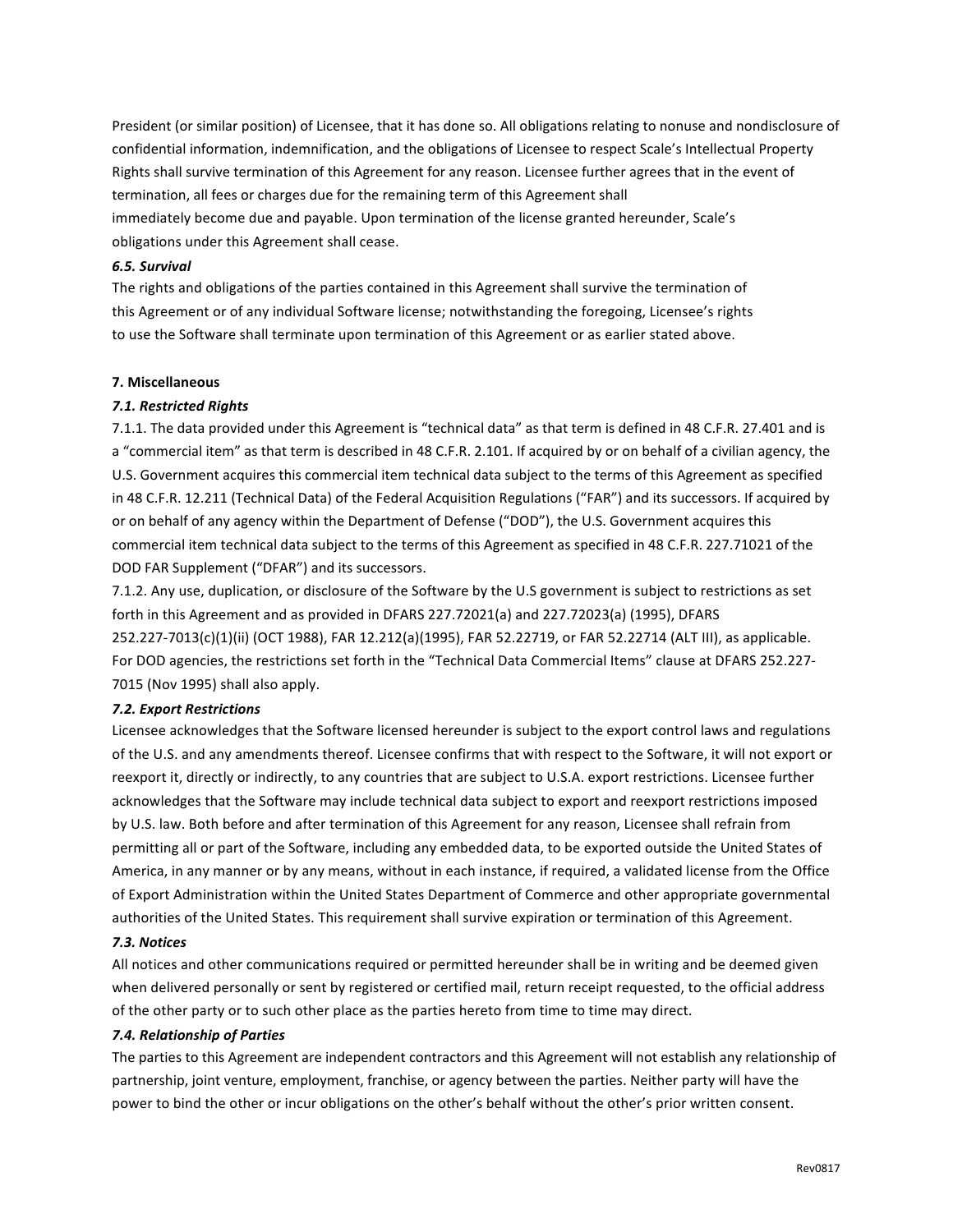President (or similar position) of Licensee, that it has done so. All obligations relating to nonuse and nondisclosure of confidential information, indemnification, and the obligations of Licensee to respect Scale's Intellectual Property Rights shall survive termination of this Agreement for any reason. Licensee further agrees that in the event of termination, all fees or charges due for the remaining term of this Agreement shall immediately become due and payable. Upon termination of the license granted hereunder, Scale's obligations under this Agreement shall cease.

***6.5. Survival***

The rights and obligations of the parties contained in this Agreement shall survive the termination of this Agreement or of any individual Software license; notwithstanding the foregoing, Licensee's rights to use the Software shall terminate upon termination of this Agreement or as earlier stated above.

**7. Miscellaneous**

***7.1. Restricted Rights***

7.1.1. The data provided under this Agreement is "technical data" as that term is defined in 48 C.F.R. 27.401 and is a "commercial item" as that term is described in 48 C.F.R. 2.101. If acquired by or on behalf of a civilian agency, the U.S. Government acquires this commercial item technical data subject to the terms of this Agreement as specified in 48 C.F.R. 12.211 (Technical Data) of the Federal Acquisition Regulations ("FAR") and its successors. If acquired by or on behalf of any agency within the Department of Defense ("DOD"), the U.S. Government acquires this commercial item technical data subject to the terms of this Agreement as specified in 48 C.F.R. 227.71021 of the DOD FAR Supplement ("DFAR") and its successors.

7.1.2. Any use, duplication, or disclosure of the Software by the U.S government is subject to restrictions as set forth in this Agreement and as provided in DFARS 227.72021(a) and 227.72023(a) (1995), DFARS 252.227-7013(c)(1)(ii) (OCT 1988), FAR 12.212(a)(1995), FAR 52.22719, or FAR 52.22714 (ALT III), as applicable. For DOD agencies, the restrictions set forth in the "Technical Data Commercial Items" clause at DFARS 252.227-7015 (Nov 1995) shall also apply.

***7.2. Export Restrictions***

Licensee acknowledges that the Software licensed hereunder is subject to the export control laws and regulations of the U.S. and any amendments thereof. Licensee confirms that with respect to the Software, it will not export or reexport it, directly or indirectly, to any countries that are subject to U.S.A. export restrictions. Licensee further acknowledges that the Software may include technical data subject to export and reexport restrictions imposed by U.S. law. Both before and after termination of this Agreement for any reason, Licensee shall refrain from permitting all or part of the Software, including any embedded data, to be exported outside the United States of America, in any manner or by any means, without in each instance, if required, a validated license from the Office of Export Administration within the United States Department of Commerce and other appropriate governmental authorities of the United States. This requirement shall survive expiration or termination of this Agreement.

***7.3. Notices***

All notices and other communications required or permitted hereunder shall be in writing and be deemed given when delivered personally or sent by registered or certified mail, return receipt requested, to the official address of the other party or to such other place as the parties hereto from time to time may direct.

***7.4. Relationship of Parties***

The parties to this Agreement are independent contractors and this Agreement will not establish any relationship of partnership, joint venture, employment, franchise, or agency between the parties. Neither party will have the power to bind the other or incur obligations on the other's behalf without the other's prior written consent.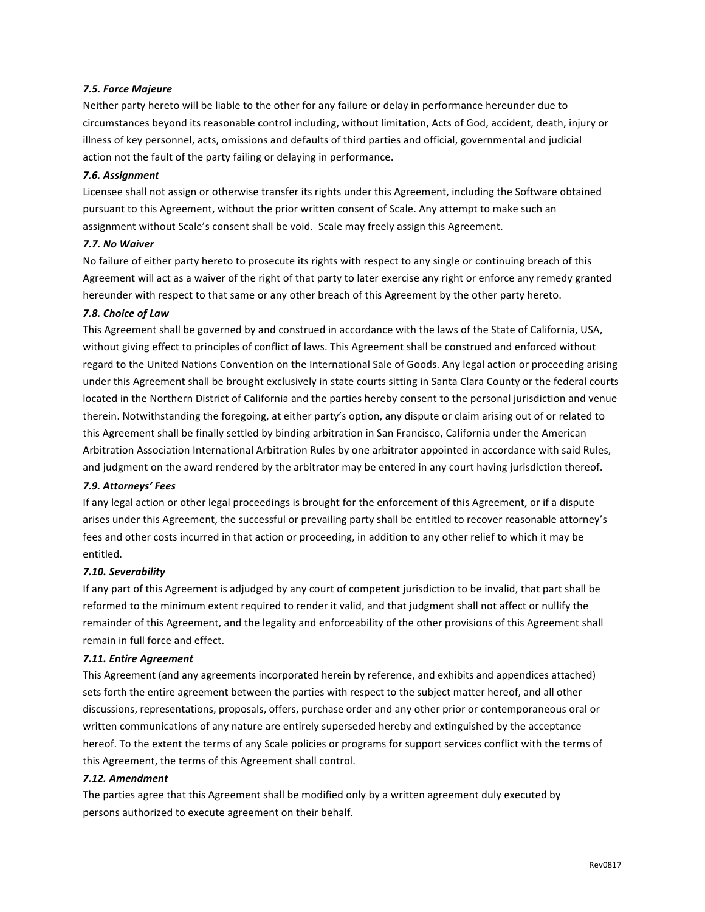### *7.5. Force Majeure*

Neither party hereto will be liable to the other for any failure or delay in performance hereunder due to circumstances beyond its reasonable control including, without limitation, Acts of God, accident, death, injury or illness of key personnel, acts, omissions and defaults of third parties and official, governmental and judicial action not the fault of the party failing or delaying in performance.

### *7.6. Assignment*

Licensee shall not assign or otherwise transfer its rights under this Agreement, including the Software obtained pursuant to this Agreement, without the prior written consent of Scale. Any attempt to make such an assignment without Scale's consent shall be void. Scale may freely assign this Agreement.

### *7.7. No Waiver*

No failure of either party hereto to prosecute its rights with respect to any single or continuing breach of this Agreement will act as a waiver of the right of that party to later exercise any right or enforce any remedy granted hereunder with respect to that same or any other breach of this Agreement by the other party hereto.

### *7.8. Choice of Law*

This Agreement shall be governed by and construed in accordance with the laws of the State of California, USA, without giving effect to principles of conflict of laws. This Agreement shall be construed and enforced without regard to the United Nations Convention on the International Sale of Goods. Any legal action or proceeding arising under this Agreement shall be brought exclusively in state courts sitting in Santa Clara County or the federal courts located in the Northern District of California and the parties hereby consent to the personal jurisdiction and venue therein. Notwithstanding the foregoing, at either party's option, any dispute or claim arising out of or related to this Agreement shall be finally settled by binding arbitration in San Francisco, California under the American Arbitration Association International Arbitration Rules by one arbitrator appointed in accordance with said Rules, and judgment on the award rendered by the arbitrator may be entered in any court having jurisdiction thereof.

### *7.9. Attorneys' Fees*

If any legal action or other legal proceedings is brought for the enforcement of this Agreement, or if a dispute arises under this Agreement, the successful or prevailing party shall be entitled to recover reasonable attorney's fees and other costs incurred in that action or proceeding, in addition to any other relief to which it may be entitled.

### *7.10. Severability*

If any part of this Agreement is adjudged by any court of competent jurisdiction to be invalid, that part shall be reformed to the minimum extent required to render it valid, and that judgment shall not affect or nullify the remainder of this Agreement, and the legality and enforceability of the other provisions of this Agreement shall remain in full force and effect.

### *7.11. Entire Agreement*

This Agreement (and any agreements incorporated herein by reference, and exhibits and appendices attached) sets forth the entire agreement between the parties with respect to the subject matter hereof, and all other discussions, representations, proposals, offers, purchase order and any other prior or contemporaneous oral or written communications of any nature are entirely superseded hereby and extinguished by the acceptance hereof. To the extent the terms of any Scale policies or programs for support services conflict with the terms of this Agreement, the terms of this Agreement shall control.

### *7.12. Amendment*

The parties agree that this Agreement shall be modified only by a written agreement duly executed by persons authorized to execute agreement on their behalf.

Rev0817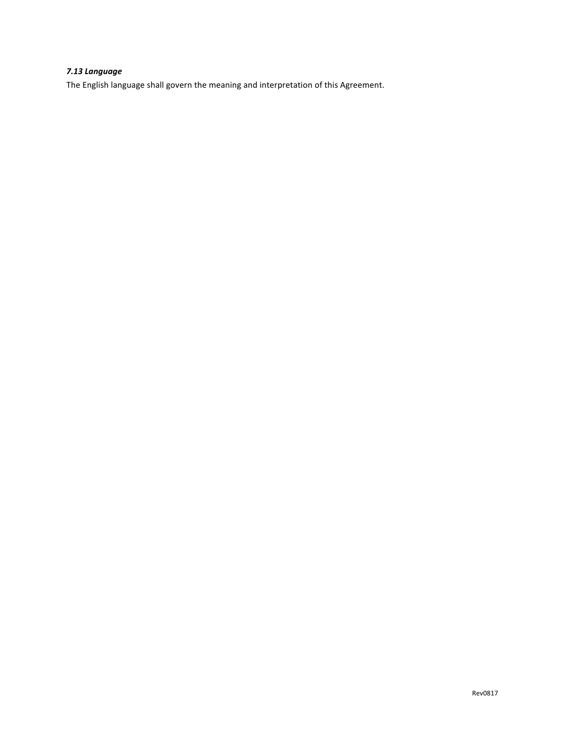***7.13 Language***

The English language shall govern the meaning and interpretation of this Agreement.

Rev0817